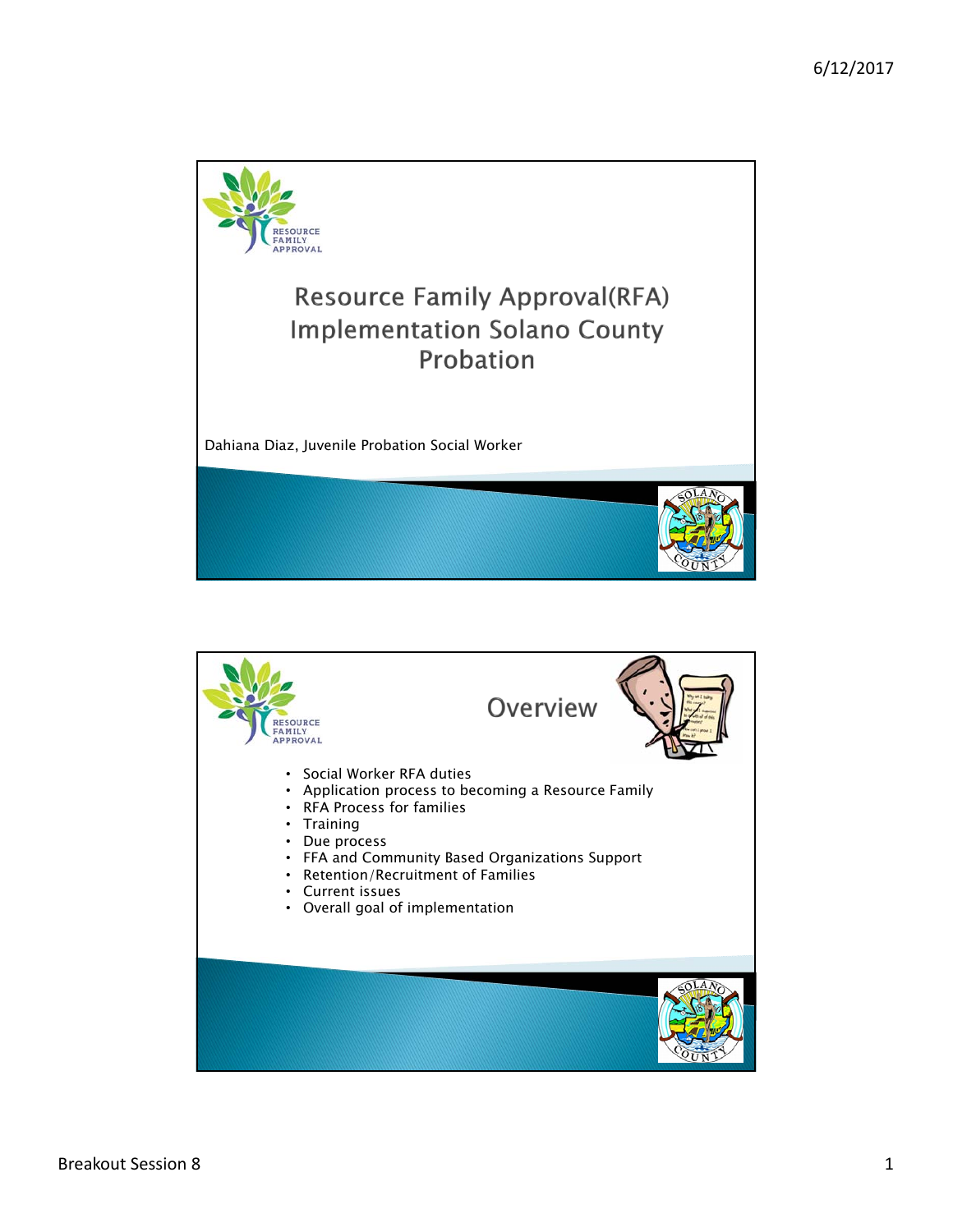# Resource Family Approval(RFA) Implementation Solano County Probation

Dahiana Diaz, Juvenile Probation Social Worker

## Overview

- Social Worker RFA duties
- Application process to becoming a Resource Family
- RFA Process for families
- Training
- Due process
- FFA and Community Based Organizations Support
- Retention/Recruitment of Families
- Current issues
- Overall goal of implementation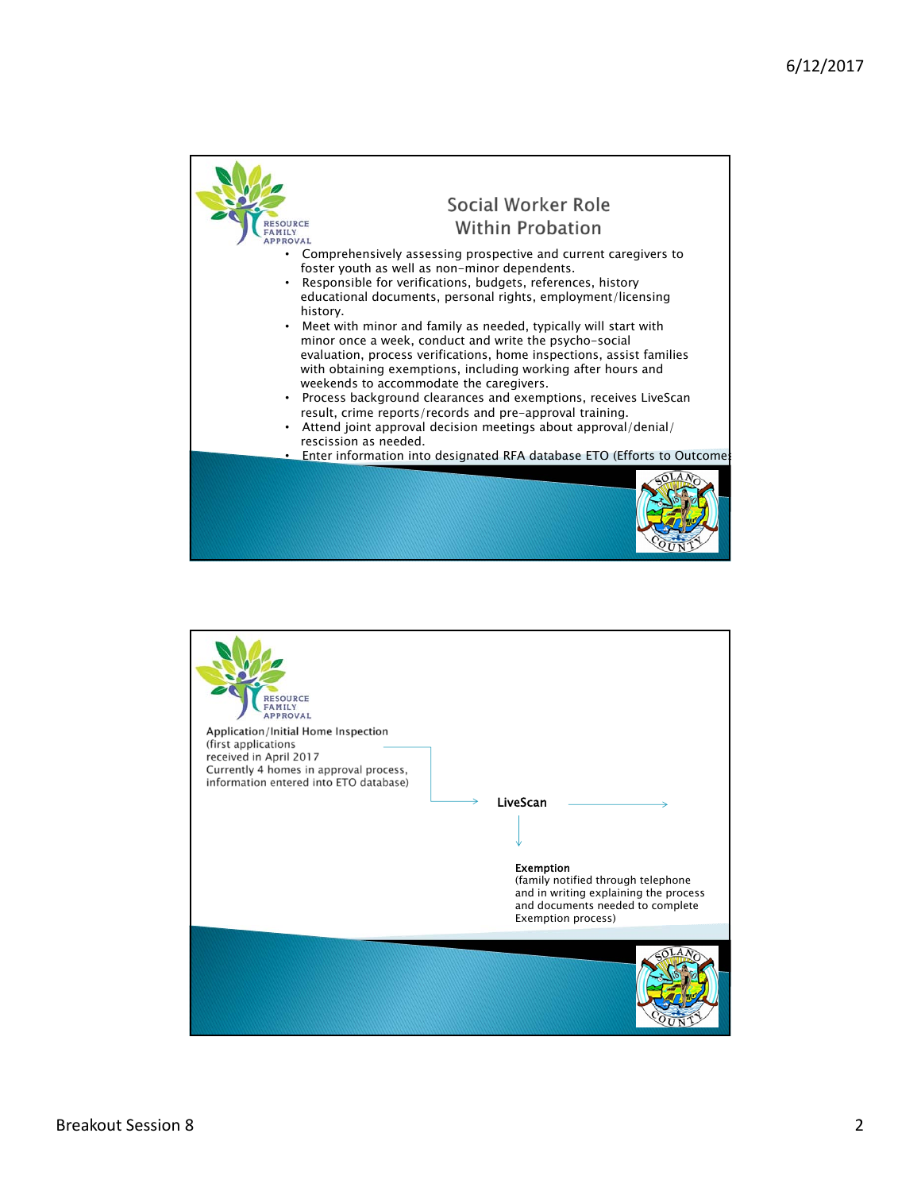## Social Worker Role Within Probation

- Comprehensively assessing prospective and current caregivers to foster youth as well as non-minor dependents.
- Responsible for verifications, budgets, references, history educational documents, personal rights, employment/licensing history.
- Meet with minor and family as needed, typically will start with minor once a week, conduct and write the psycho-social evaluation, process verifications, home inspections, assist families with obtaining exemptions, including working after hours and weekends to accommodate the caregivers.
- Process background clearances and exemptions, receives LiveScan result, crime reports/records and pre-approval training.
- Attend joint approval decision meetings about approval/denial/rescission as needed.
- Enter information into designated RFA database ETO (Efforts to Outcomes

---

Application/Initial Home Inspection (first applications received in April 2017 Currently 4 homes in approval process, information entered into ETO database)

→ **LiveScan** →

↓

**Exemption**
(family notified through telephone and in writing explaining the process and documents needed to complete Exemption process)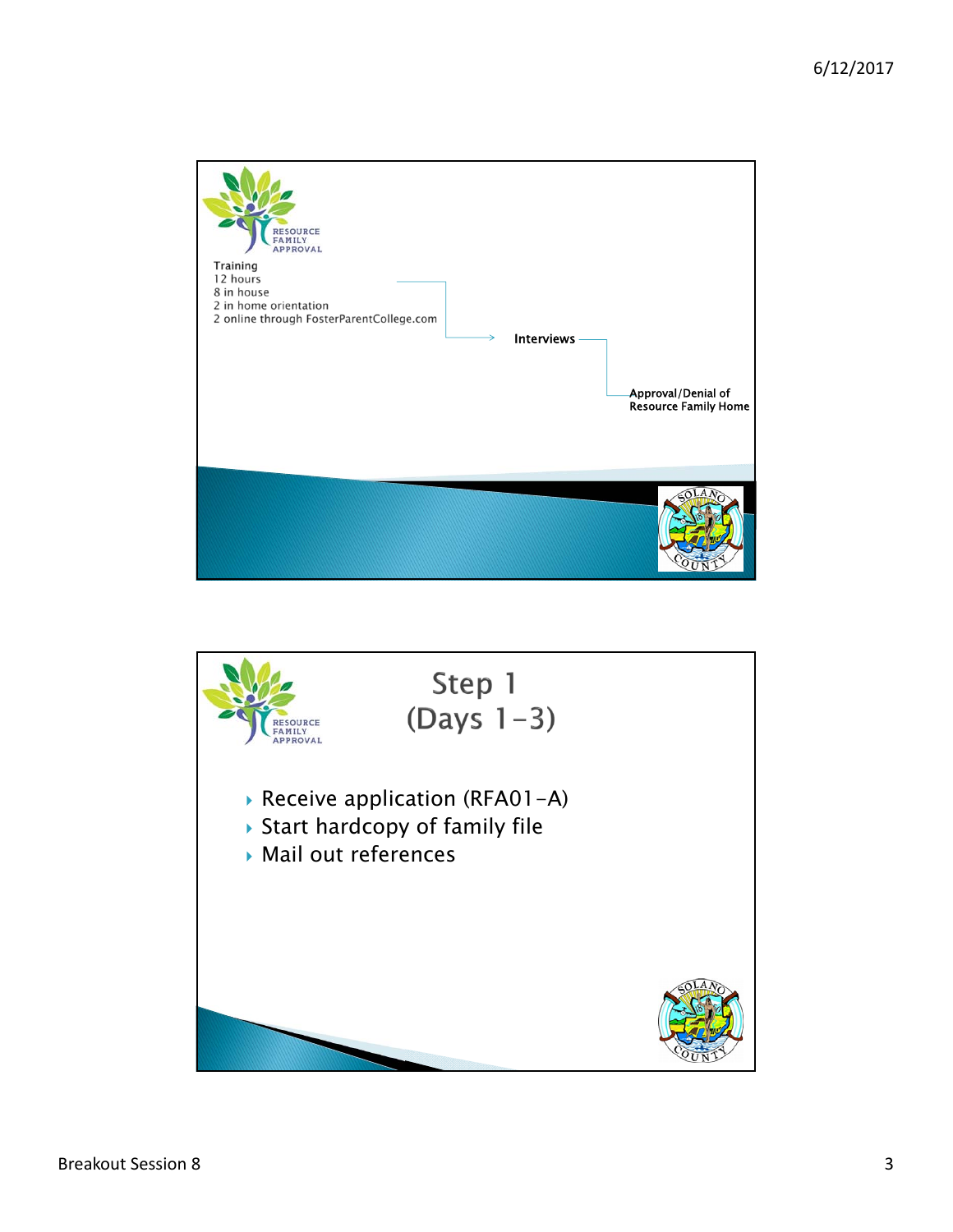Training
12 hours
8 in house
2 in home orientation
2 online through FosterParentCollege.com

**Interviews**

**Approval/Denial of Resource Family Home**

## Step 1
## (Days 1-3)

- Receive application (RFA01-A)
- Start hardcopy of family file
- Mail out references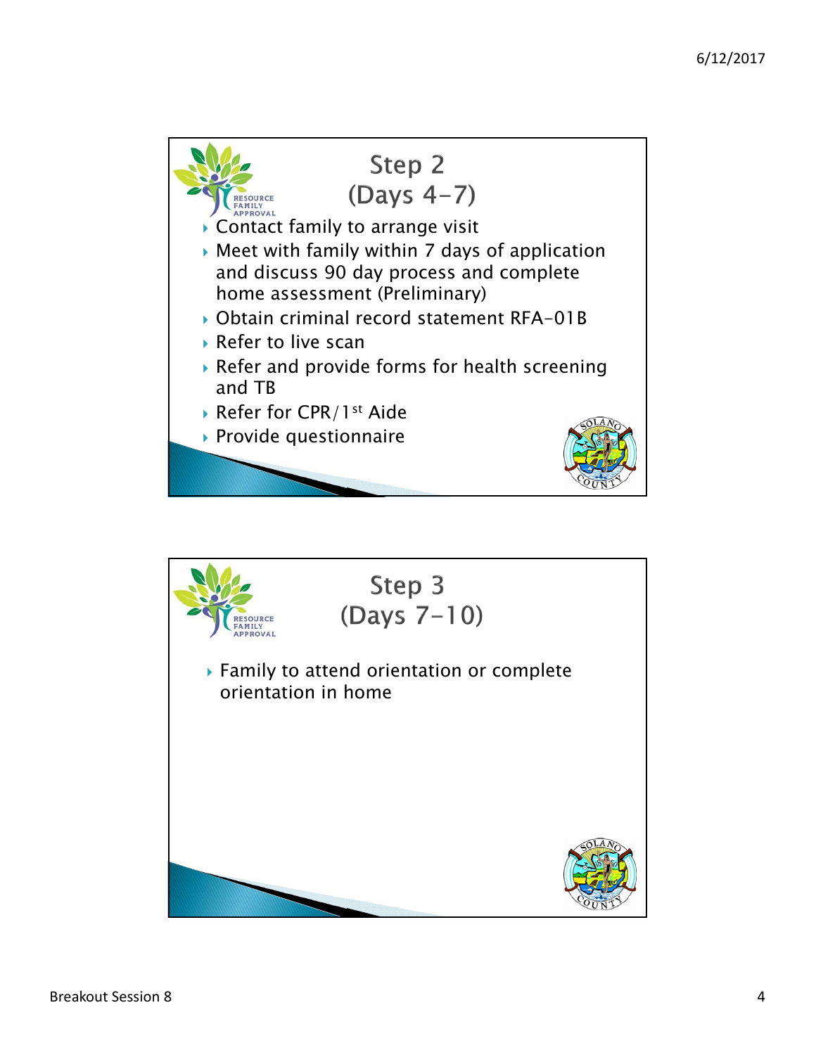## Step 2 (Days 4-7)

- Contact family to arrange visit
- Meet with family within 7 days of application and discuss 90 day process and complete home assessment (Preliminary)
- Obtain criminal record statement RFA-01B
- Refer to live scan
- Refer and provide forms for health screening and TB
- Refer for CPR/1st Aide
- Provide questionnaire

## Step 3 (Days 7-10)

- Family to attend orientation or complete orientation in home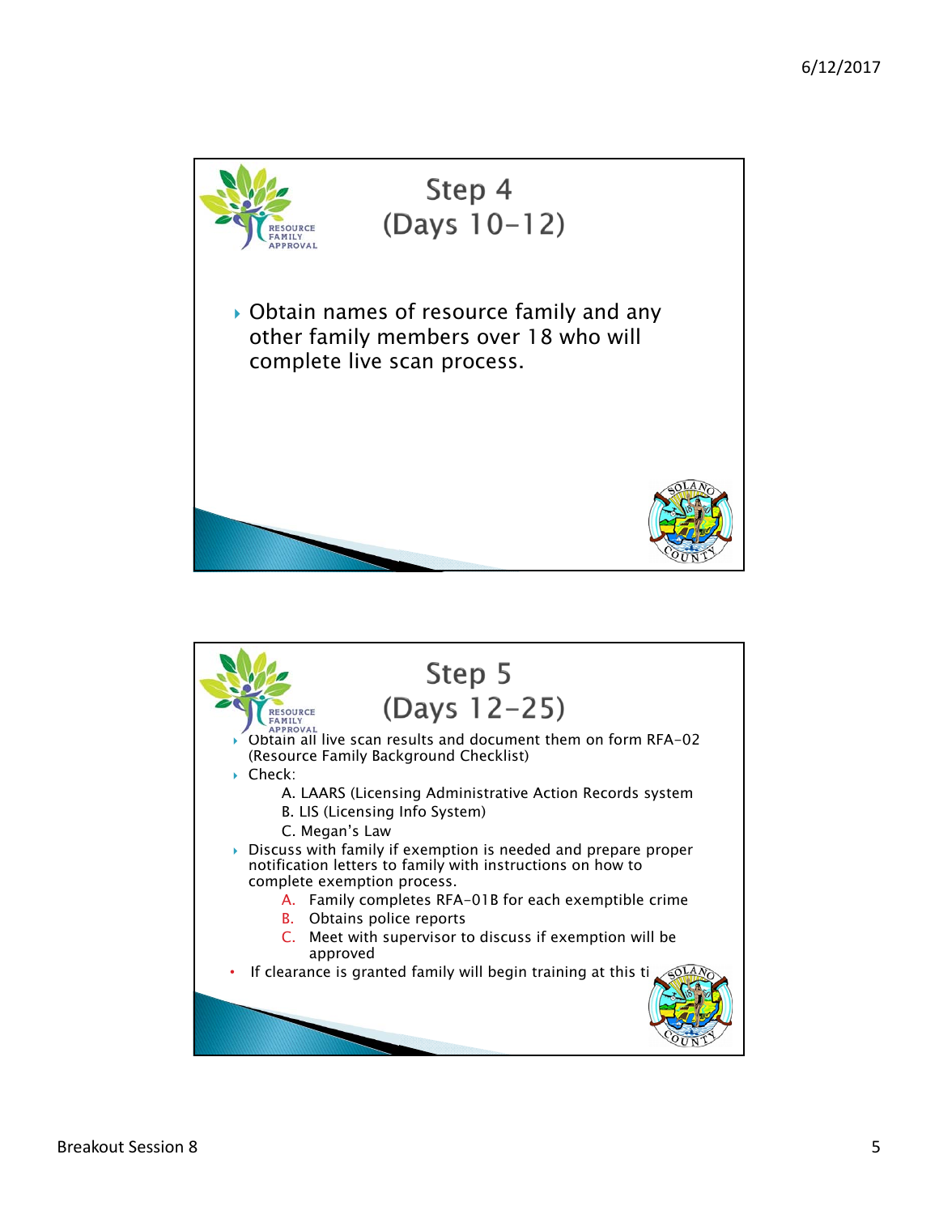## Step 4
## (Days 10-12)

- Obtain names of resource family and any other family members over 18 who will complete live scan process.

## Step 5
## (Days 12-25)

- Obtain all live scan results and document them on form RFA-02 (Resource Family Background Checklist)
- Check:
  - A. LAARS (Licensing Administrative Action Records system
  - B. LIS (Licensing Info System)
  - C. Megan's Law
- Discuss with family if exemption is needed and prepare proper notification letters to family with instructions on how to complete exemption process.
  - A. Family completes RFA-01B for each exemptible crime
  - B. Obtains police reports
  - C. Meet with supervisor to discuss if exemption will be approved
- If clearance is granted family will begin training at this ti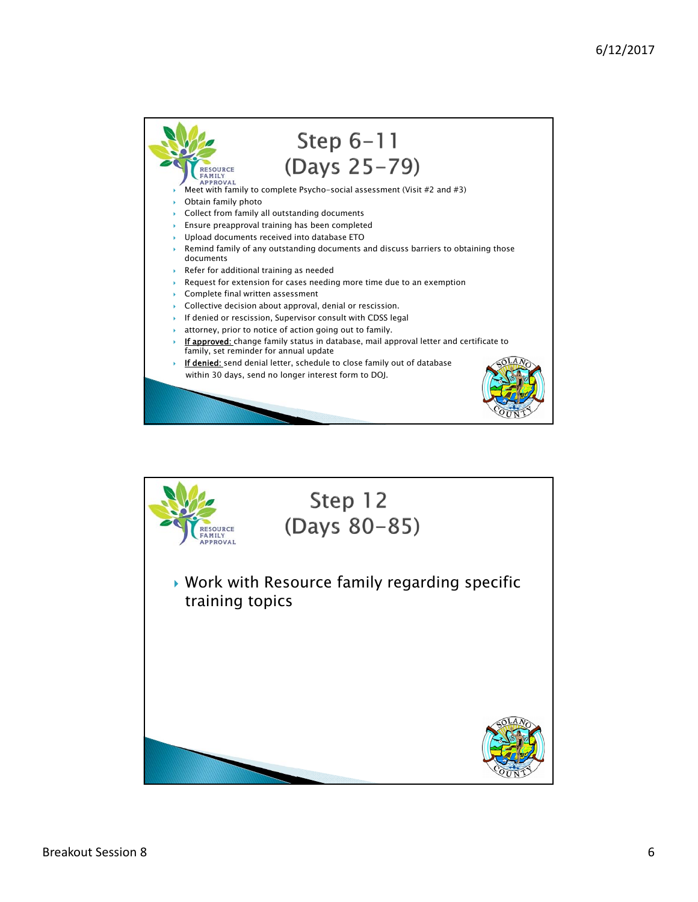## Step 6-11
## (Days 25-79)

- Meet with family to complete Psycho-social assessment (Visit #2 and #3)
- Obtain family photo
- Collect from family all outstanding documents
- Ensure preapproval training has been completed
- Upload documents received into database ETO
- Remind family of any outstanding documents and discuss barriers to obtaining those documents
- Refer for additional training as needed
- Request for extension for cases needing more time due to an exemption
- Complete final written assessment
- Collective decision about approval, denial or rescission.
- If denied or rescission, Supervisor consult with CDSS legal
- attorney, prior to notice of action going out to family.
- If approved: change family status in database, mail approval letter and certificate to family, set reminder for annual update
- If denied: send denial letter, schedule to close family out of database within 30 days, send no longer interest form to DOJ.

## Step 12
## (Days 80-85)

- Work with Resource family regarding specific training topics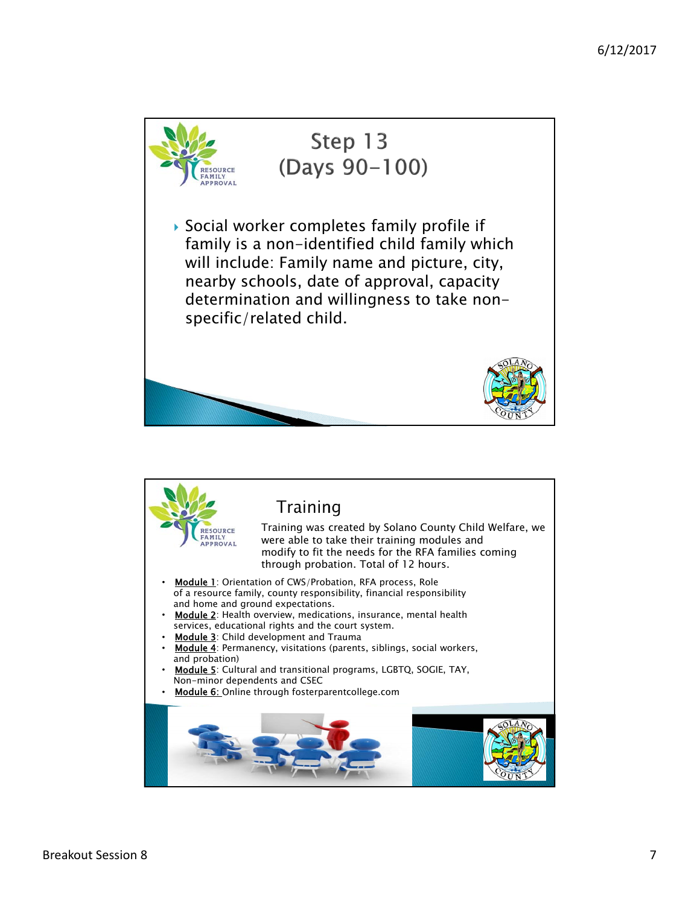## Step 13 (Days 90-100)

- Social worker completes family profile if family is a non-identified child family which will include: Family name and picture, city, nearby schools, date of approval, capacity determination and willingness to take non-specific/related child.

## Training

Training was created by Solano County Child Welfare, we were able to take their training modules and modify to fit the needs for the RFA families coming through probation. Total of 12 hours.

- **Module 1**: Orientation of CWS/Probation, RFA process, Role of a resource family, county responsibility, financial responsibility and home and ground expectations.
- **Module 2**: Health overview, medications, insurance, mental health services, educational rights and the court system.
- **Module 3**: Child development and Trauma
- **Module 4**: Permanency, visitations (parents, siblings, social workers, and probation)
- **Module 5**: Cultural and transitional programs, LGBTQ, SOGIE, TAY, Non-minor dependents and CSEC
- **Module 6**: Online through fosterparentcollege.com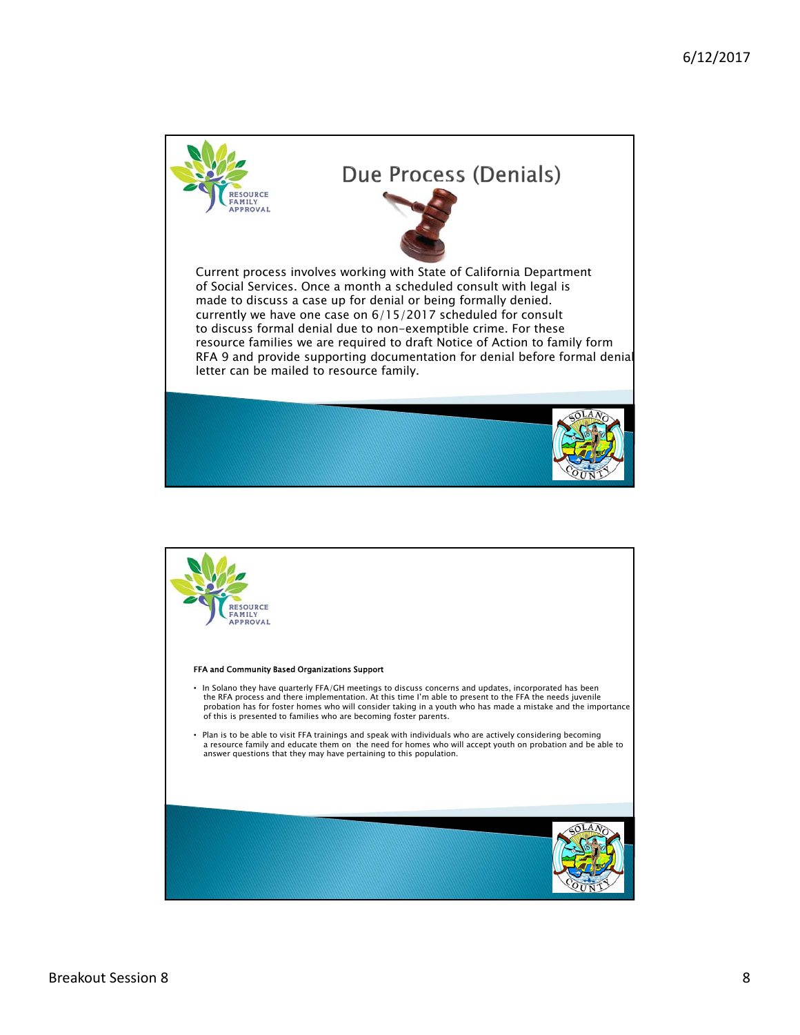## Due Process (Denials)

Current process involves working with State of California Department of Social Services. Once a month a scheduled consult with legal is made to discuss a case up for denial or being formally denied. currently we have one case on 6/15/2017 scheduled for consult to discuss formal denial due to non-exemptible crime. For these resource families we are required to draft Notice of Action to family form RFA 9 and provide supporting documentation for denial before formal denial letter can be mailed to resource family.

**FFA and Community Based Organizations Support**

- In Solano they have quarterly FFA/GH meetings to discuss concerns and updates, incorporated has been the RFA process and there implementation. At this time I'm able to present to the FFA the needs juvenile probation has for foster homes who will consider taking in a youth who has made a mistake and the importance of this is presented to families who are becoming foster parents.
- Plan is to be able to visit FFA trainings and speak with individuals who are actively considering becoming a resource family and educate them on the need for homes who will accept youth on probation and be able to answer questions that they may have pertaining to this population.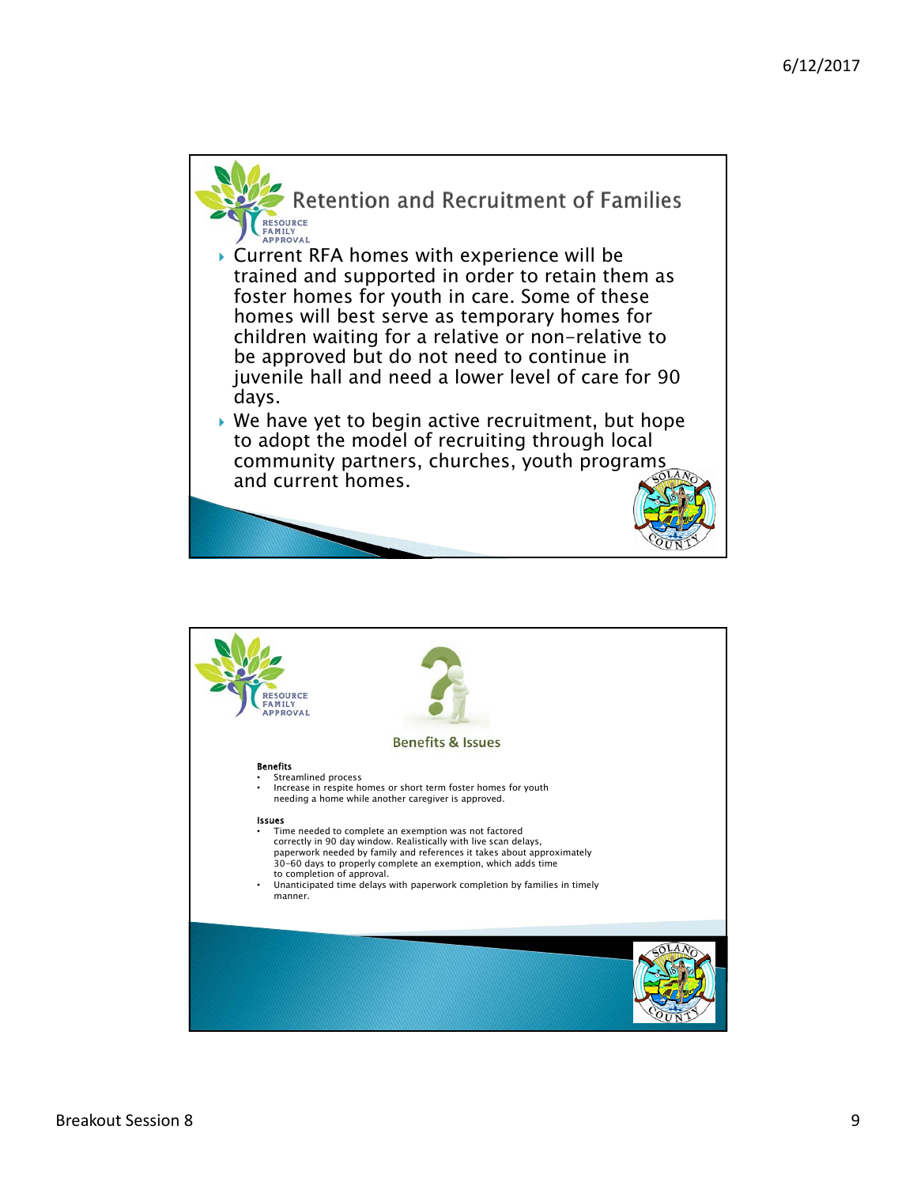## Retention and Recruitment of Families

- Current RFA homes with experience will be trained and supported in order to retain them as foster homes for youth in care. Some of these homes will best serve as temporary homes for children waiting for a relative or non-relative to be approved but do not need to continue in juvenile hall and need a lower level of care for 90 days.
- We have yet to begin active recruitment, but hope to adopt the model of recruiting through local community partners, churches, youth programs and current homes.

## Benefits & Issues

**Benefits**

- Streamlined process
- Increase in respite homes or short term foster homes for youth needing a home while another caregiver is approved.

**Issues**

- Time needed to complete an exemption was not factored correctly in 90 day window. Realistically with live scan delays, paperwork needed by family and references it takes about approximately 30-60 days to properly complete an exemption, which adds time to completion of approval.
- Unanticipated time delays with paperwork completion by families in timely manner.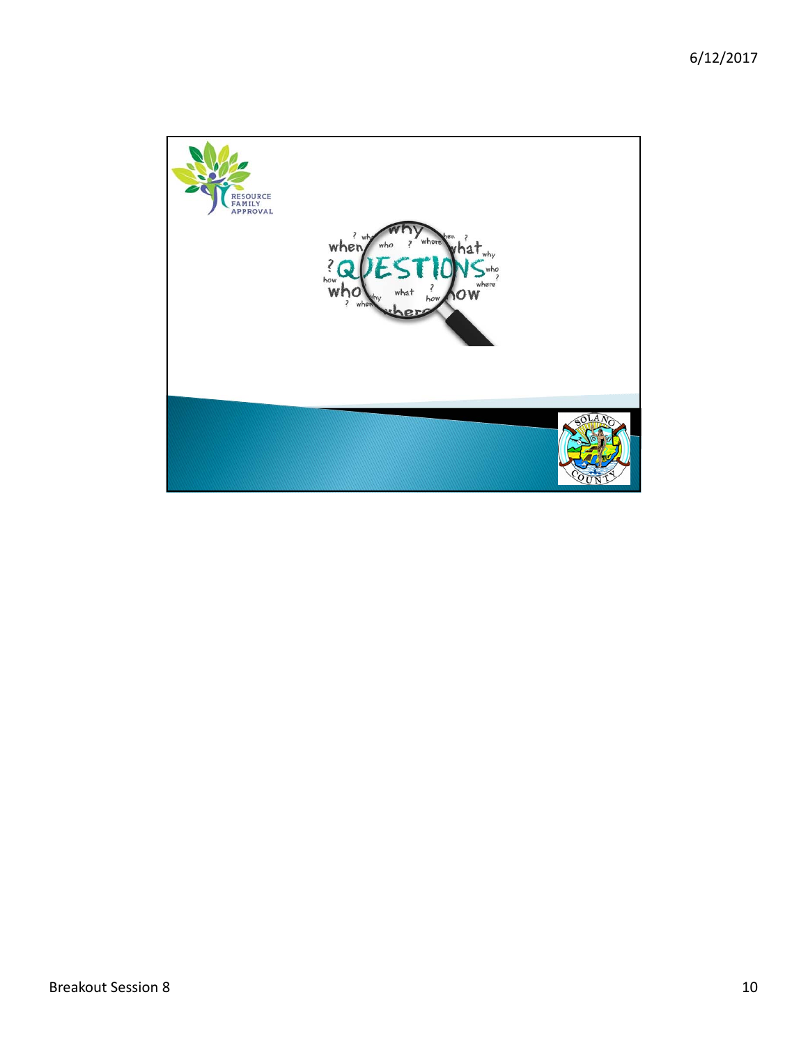RESOURCE FAMILY APPROVAL

QUESTIONS